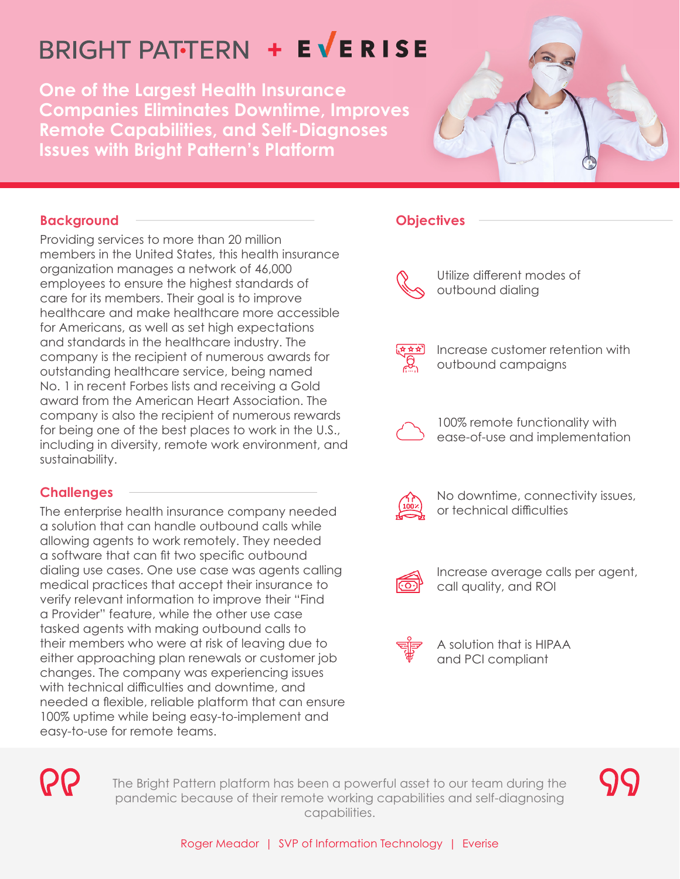BRIGHT PATTERN + EVERISE

# One of the Largest Health Insurance Companies Eliminates Downtime, Improves Remote Capabilities, and Self-Diagnoses Issues with Bright Pattern's Platform

## Background

Providing services to more than 20 million members in the United States, this health insurance organization manages a network of 46,000 employees to ensure the highest standards of care for its members. Their goal is to improve healthcare and make healthcare more accessible for Americans, as well as set high expectations and standards in the healthcare industry. The company is the recipient of numerous awards for outstanding healthcare service, being named No. 1 in recent Forbes lists and receiving a Gold award from the American Heart Association. The company is also the recipient of numerous rewards for being one of the best places to work in the U.S., including in diversity, remote work environment, and sustainability.

## Challenges

The enterprise health insurance company needed a solution that can handle outbound calls while allowing agents to work remotely. They needed a software that can fit two specific outbound dialing use cases. One use case was agents calling medical practices that accept their insurance to verify relevant information to improve their "Find a Provider" feature, while the other use case tasked agents with making outbound calls to their members who were at risk of leaving due to either approaching plan renewals or customer job changes. The company was experiencing issues with technical difficulties and downtime, and needed a flexible, reliable platform that can ensure 100% uptime while being easy-to-implement and easy-to-use for remote teams.

## Objectives

- Utilize different modes of outbound dialing
- Increase customer retention with outbound campaigns
- 100% remote functionality with ease-of-use and implementation
- No downtime, connectivity issues, or technical difficulties
- Increase average calls per agent, call quality, and ROI
- A solution that is HIPAA and PCI compliant

> The Bright Pattern platform has been a powerful asset to our team during the pandemic because of their remote working capabilities and self-diagnosing capabilities.

Roger Meador | SVP of Information Technology | Everise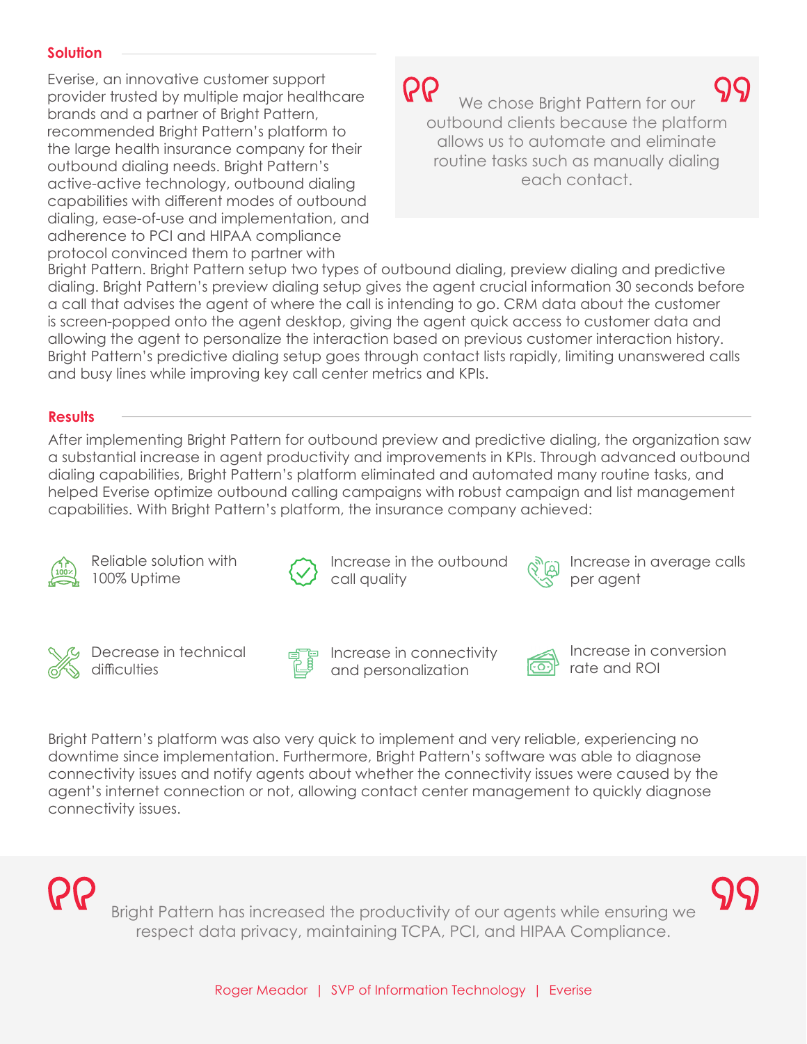## Solution

Everise, an innovative customer support provider trusted by multiple major healthcare brands and a partner of Bright Pattern, recommended Bright Pattern's platform to the large health insurance company for their outbound dialing needs. Bright Pattern's active-active technology, outbound dialing capabilities with different modes of outbound dialing, ease-of-use and implementation, and adherence to PCI and HIPAA compliance protocol convinced them to partner with Bright Pattern. Bright Pattern setup two types of outbound dialing, preview dialing and predictive dialing. Bright Pattern's preview dialing setup gives the agent crucial information 30 seconds before a call that advises the agent of where the call is intending to go. CRM data about the customer is screen-popped onto the agent desktop, giving the agent quick access to customer data and allowing the agent to personalize the interaction based on previous customer interaction history. Bright Pattern's predictive dialing setup goes through contact lists rapidly, limiting unanswered calls and busy lines while improving key call center metrics and KPIs.

> "We chose Bright Pattern for our outbound clients because the platform allows us to automate and eliminate routine tasks such as manually dialing each contact."

## Results

After implementing Bright Pattern for outbound preview and predictive dialing, the organization saw a substantial increase in agent productivity and improvements in KPIs. Through advanced outbound dialing capabilities, Bright Pattern's platform eliminated and automated many routine tasks, and helped Everise optimize outbound calling campaigns with robust campaign and list management capabilities. With Bright Pattern's platform, the insurance company achieved:

- Reliable solution with 100% Uptime
- Increase in the outbound call quality
- Increase in average calls per agent
- Decrease in technical difficulties
- Increase in connectivity and personalization
- Increase in conversion rate and ROI

Bright Pattern's platform was also very quick to implement and very reliable, experiencing no downtime since implementation. Furthermore, Bright Pattern's software was able to diagnose connectivity issues and notify agents about whether the connectivity issues were caused by the agent's internet connection or not, allowing contact center management to quickly diagnose connectivity issues.

> "Bright Pattern has increased the productivity of our agents while ensuring we respect data privacy, maintaining TCPA, PCI, and HIPAA Compliance."
>
> Roger Meador | SVP of Information Technology | Everise